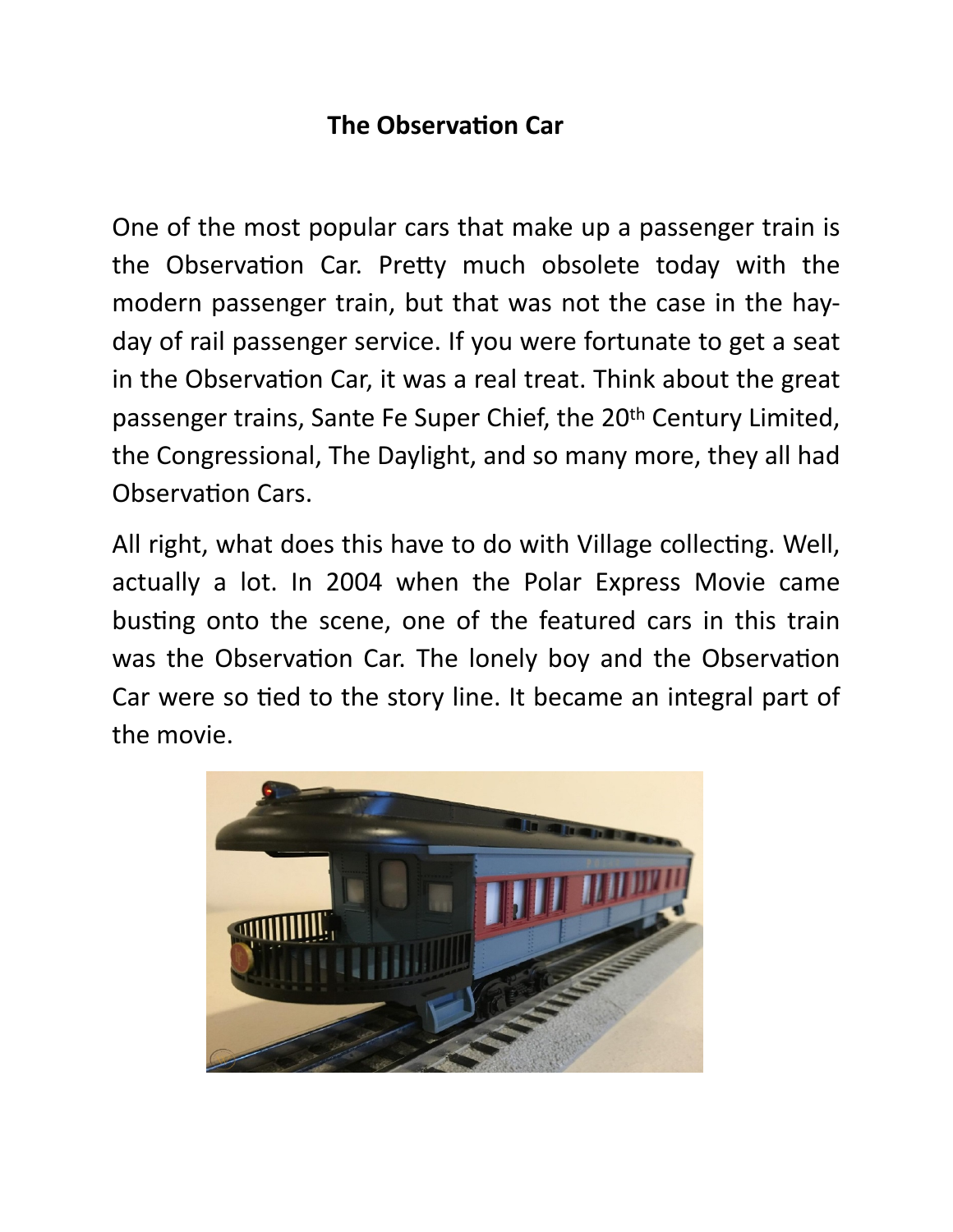# The Observation Car

One of the most popular cars that make up a passenger train is the Observation Car. Pretty much obsolete today with the modern passenger train, but that was not the case in the hay-day of rail passenger service. If you were fortunate to get a seat in the Observation Car, it was a real treat. Think about the great passenger trains, Sante Fe Super Chief, the 20th Century Limited, the Congressional, The Daylight, and so many more, they all had Observation Cars.

All right, what does this have to do with Village collecting. Well, actually a lot. In 2004 when the Polar Express Movie came busting onto the scene, one of the featured cars in this train was the Observation Car. The lonely boy and the Observation Car were so tied to the story line. It became an integral part of the movie.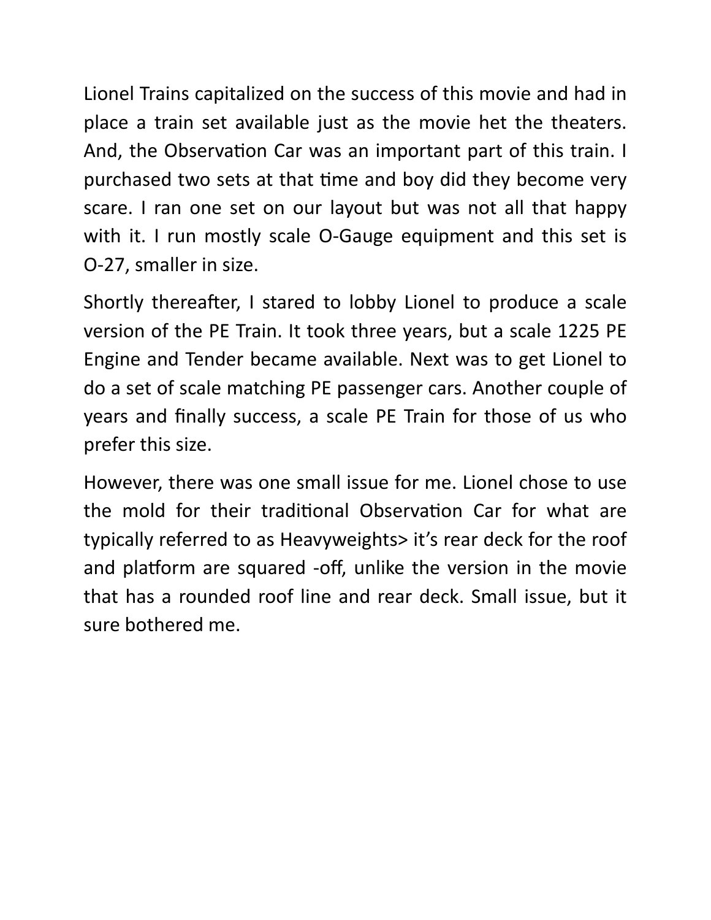Lionel Trains capitalized on the success of this movie and had in place a train set available just as the movie het the theaters. And, the Observation Car was an important part of this train. I purchased two sets at that time and boy did they become very scare. I ran one set on our layout but was not all that happy with it. I run mostly scale O-Gauge equipment and this set is O-27, smaller in size.

Shortly thereafter, I stared to lobby Lionel to produce a scale version of the PE Train. It took three years, but a scale 1225 PE Engine and Tender became available. Next was to get Lionel to do a set of scale matching PE passenger cars. Another couple of years and finally success, a scale PE Train for those of us who prefer this size.

However, there was one small issue for me. Lionel chose to use the mold for their traditional Observation Car for what are typically referred to as Heavyweights> it's rear deck for the roof and platform are squared -off, unlike the version in the movie that has a rounded roof line and rear deck. Small issue, but it sure bothered me.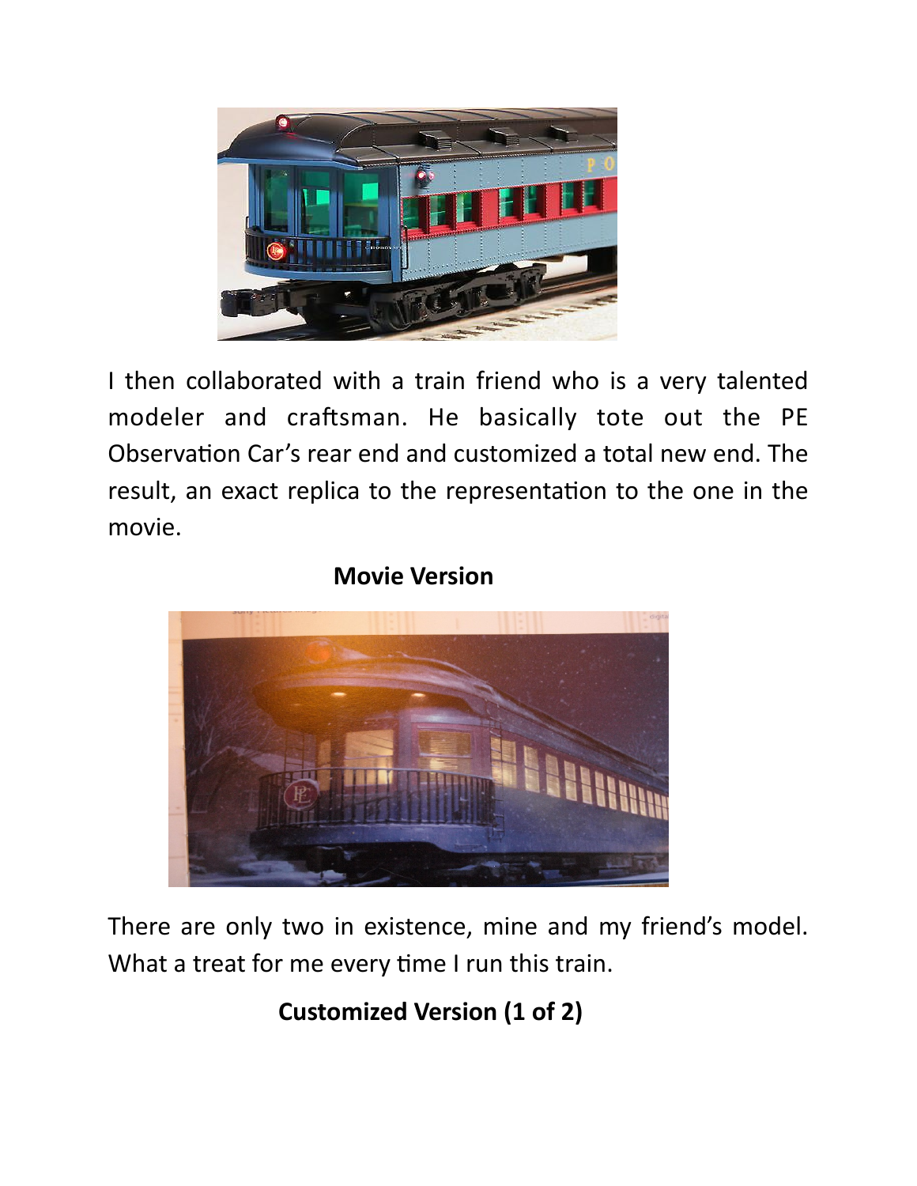I then collaborated with a train friend who is a very talented modeler and craftsman. He basically tote out the PE Observation Car's rear end and customized a total new end. The result, an exact replica to the representation to the one in the movie.

**Movie Version**

There are only two in existence, mine and my friend's model. What a treat for me every time I run this train.

**Customized Version (1 of 2)**